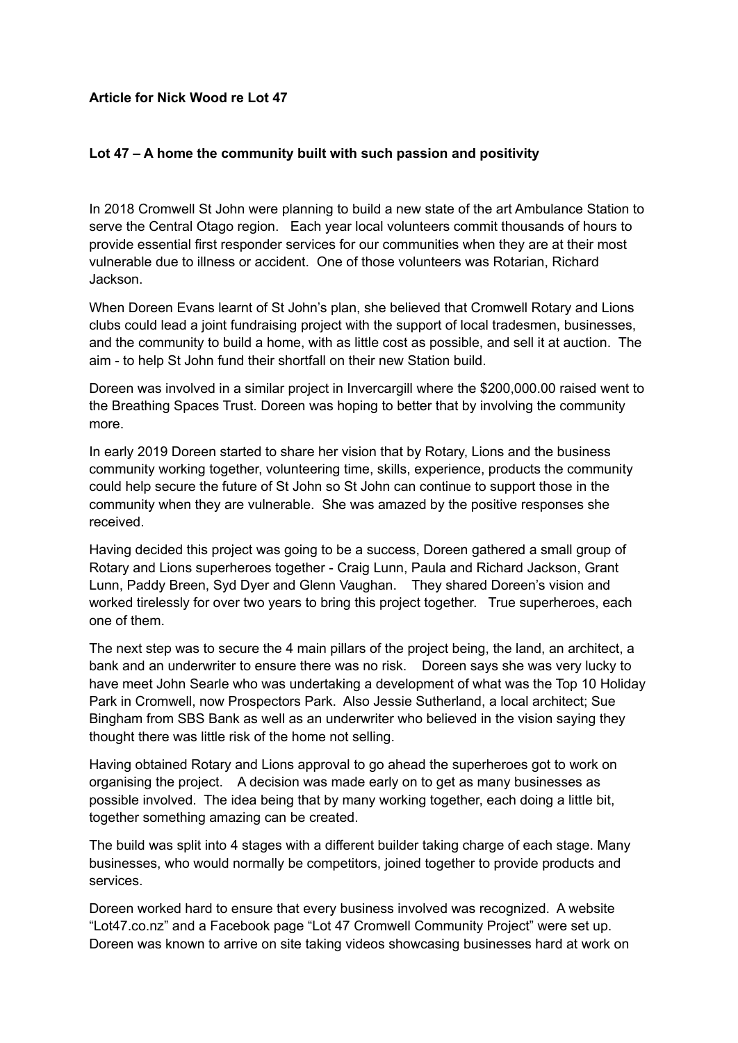**Article for Nick Wood re Lot 47**

**Lot 47 – A home the community built with such passion and positivity**

In 2018 Cromwell St John were planning to build a new state of the art Ambulance Station to serve the Central Otago region. Each year local volunteers commit thousands of hours to provide essential first responder services for our communities when they are at their most vulnerable due to illness or accident. One of those volunteers was Rotarian, Richard Jackson.

When Doreen Evans learnt of St John's plan, she believed that Cromwell Rotary and Lions clubs could lead a joint fundraising project with the support of local tradesmen, businesses, and the community to build a home, with as little cost as possible, and sell it at auction. The aim - to help St John fund their shortfall on their new Station build.

Doreen was involved in a similar project in Invercargill where the $200,000.00 raised went to the Breathing Spaces Trust. Doreen was hoping to better that by involving the community more.

In early 2019 Doreen started to share her vision that by Rotary, Lions and the business community working together, volunteering time, skills, experience, products the community could help secure the future of St John so St John can continue to support those in the community when they are vulnerable. She was amazed by the positive responses she received.

Having decided this project was going to be a success, Doreen gathered a small group of Rotary and Lions superheroes together - Craig Lunn, Paula and Richard Jackson, Grant Lunn, Paddy Breen, Syd Dyer and Glenn Vaughan. They shared Doreen's vision and worked tirelessly for over two years to bring this project together. True superheroes, each one of them.

The next step was to secure the 4 main pillars of the project being, the land, an architect, a bank and an underwriter to ensure there was no risk. Doreen says she was very lucky to have meet John Searle who was undertaking a development of what was the Top 10 Holiday Park in Cromwell, now Prospectors Park. Also Jessie Sutherland, a local architect; Sue Bingham from SBS Bank as well as an underwriter who believed in the vision saying they thought there was little risk of the home not selling.

Having obtained Rotary and Lions approval to go ahead the superheroes got to work on organising the project. A decision was made early on to get as many businesses as possible involved. The idea being that by many working together, each doing a little bit, together something amazing can be created.

The build was split into 4 stages with a different builder taking charge of each stage. Many businesses, who would normally be competitors, joined together to provide products and services.

Doreen worked hard to ensure that every business involved was recognized. A website "Lot47.co.nz" and a Facebook page "Lot 47 Cromwell Community Project" were set up. Doreen was known to arrive on site taking videos showcasing businesses hard at work on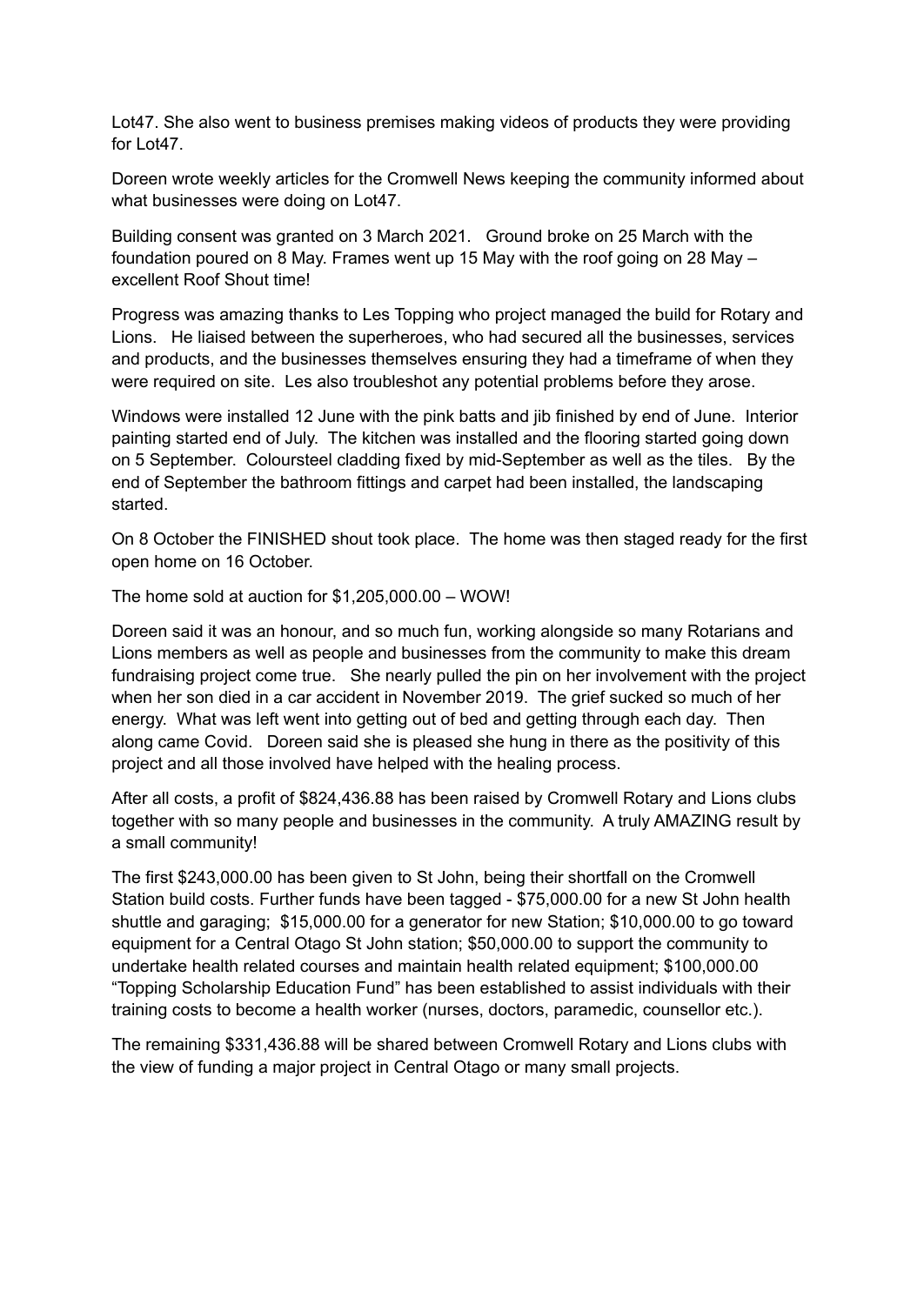Lot47. She also went to business premises making videos of products they were providing for Lot47.

Doreen wrote weekly articles for the Cromwell News keeping the community informed about what businesses were doing on Lot47.

Building consent was granted on 3 March 2021. Ground broke on 25 March with the foundation poured on 8 May. Frames went up 15 May with the roof going on 28 May – excellent Roof Shout time!

Progress was amazing thanks to Les Topping who project managed the build for Rotary and Lions. He liaised between the superheroes, who had secured all the businesses, services and products, and the businesses themselves ensuring they had a timeframe of when they were required on site. Les also troubleshot any potential problems before they arose.

Windows were installed 12 June with the pink batts and jib finished by end of June. Interior painting started end of July. The kitchen was installed and the flooring started going down on 5 September. Coloursteel cladding fixed by mid-September as well as the tiles. By the end of September the bathroom fittings and carpet had been installed, the landscaping started.

On 8 October the FINISHED shout took place. The home was then staged ready for the first open home on 16 October.

The home sold at auction for $1,205,000.00 – WOW!

Doreen said it was an honour, and so much fun, working alongside so many Rotarians and Lions members as well as people and businesses from the community to make this dream fundraising project come true. She nearly pulled the pin on her involvement with the project when her son died in a car accident in November 2019. The grief sucked so much of her energy. What was left went into getting out of bed and getting through each day. Then along came Covid. Doreen said she is pleased she hung in there as the positivity of this project and all those involved have helped with the healing process.

After all costs, a profit of $824,436.88 has been raised by Cromwell Rotary and Lions clubs together with so many people and businesses in the community. A truly AMAZING result by a small community!

The first $243,000.00 has been given to St John, being their shortfall on the Cromwell Station build costs. Further funds have been tagged - $75,000.00 for a new St John health shuttle and garaging; $15,000.00 for a generator for new Station; $10,000.00 to go toward equipment for a Central Otago St John station; $50,000.00 to support the community to undertake health related courses and maintain health related equipment; $100,000.00 "Topping Scholarship Education Fund" has been established to assist individuals with their training costs to become a health worker (nurses, doctors, paramedic, counsellor etc.).

The remaining $331,436.88 will be shared between Cromwell Rotary and Lions clubs with the view of funding a major project in Central Otago or many small projects.